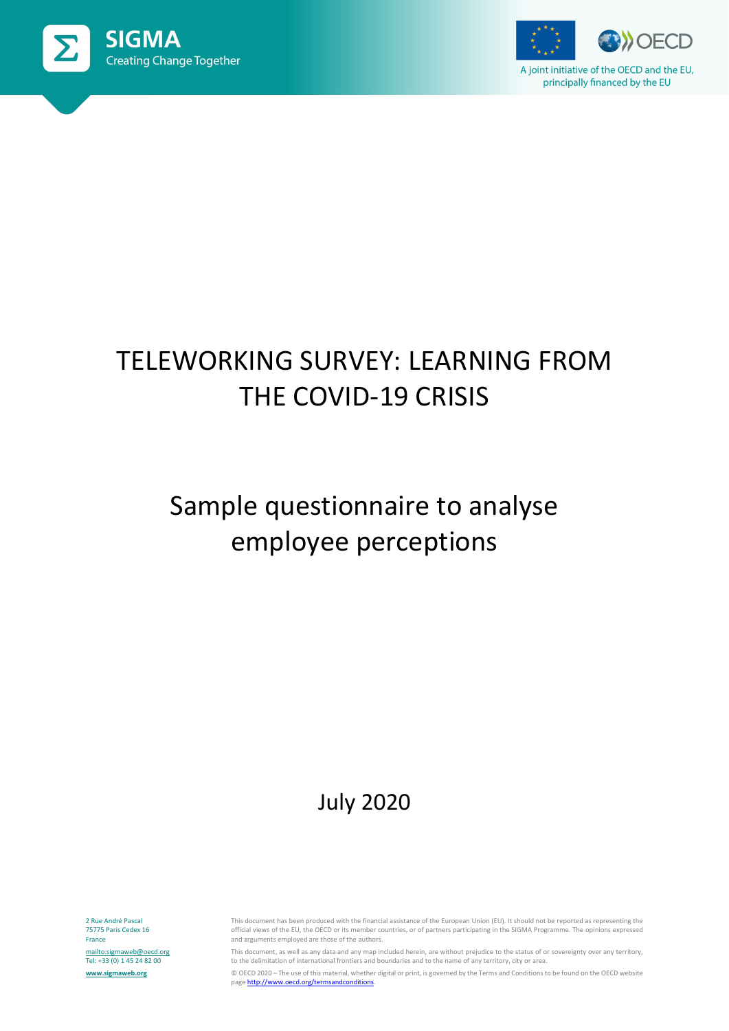SIGMA
Creating Change Together

A joint initiative of the OECD and the EU, principally financed by the EU

# TELEWORKING SURVEY: LEARNING FROM THE COVID-19 CRISIS

## Sample questionnaire to analyse employee perceptions

July 2020

2 Rue André Pascal
75775 Paris Cedex 16
France

mailto:sigmaweb@oecd.org
Tel: +33 (0) 1 45 24 82 00

www.sigmaweb.org

This document has been produced with the financial assistance of the European Union (EU). It should not be reported as representing the official views of the EU, the OECD or its member countries, or of partners participating in the SIGMA Programme. The opinions expressed and arguments employed are those of the authors.

This document, as well as any data and any map included herein, are without prejudice to the status of or sovereignty over any territory, to the delimitation of international frontiers and boundaries and to the name of any territory, city or area.

© OECD 2020 – The use of this material, whether digital or print, is governed by the Terms and Conditions to be found on the OECD website page http://www.oecd.org/termsandconditions.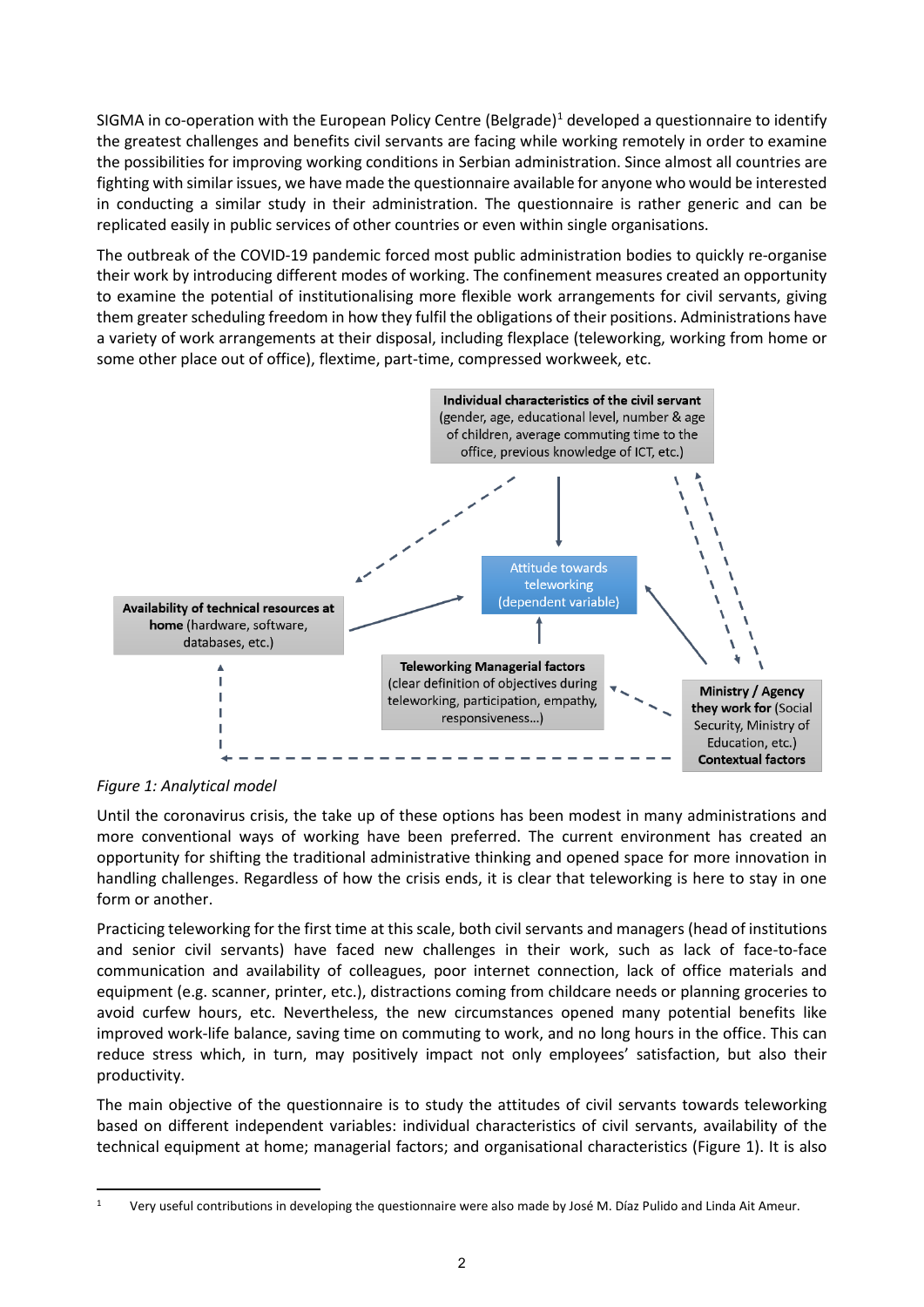SIGMA in co-operation with the European Policy Centre (Belgrade)[1] developed a questionnaire to identify the greatest challenges and benefits civil servants are facing while working remotely in order to examine the possibilities for improving working conditions in Serbian administration. Since almost all countries are fighting with similar issues, we have made the questionnaire available for anyone who would be interested in conducting a similar study in their administration. The questionnaire is rather generic and can be replicated easily in public services of other countries or even within single organisations.

The outbreak of the COVID-19 pandemic forced most public administration bodies to quickly re-organise their work by introducing different modes of working. The confinement measures created an opportunity to examine the potential of institutionalising more flexible work arrangements for civil servants, giving them greater scheduling freedom in how they fulfil the obligations of their positions. Administrations have a variety of work arrangements at their disposal, including flexplace (teleworking, working from home or some other place out of office), flextime, part-time, compressed workweek, etc.

**Individual characteristics of the civil servant** (gender, age, educational level, number & age of children, average commuting time to the office, previous knowledge of ICT, etc.)

Attitude towards teleworking (dependent variable)

**Availability of technical resources at home** (hardware, software, databases, etc.)

**Teleworking Managerial factors** (clear definition of objectives during teleworking, participation, empathy, responsiveness…)

**Ministry / Agency they work for** (Social Security, Ministry of Education, etc.) **Contextual factors**

*Figure 1: Analytical model*

Until the coronavirus crisis, the take up of these options has been modest in many administrations and more conventional ways of working have been preferred. The current environment has created an opportunity for shifting the traditional administrative thinking and opened space for more innovation in handling challenges. Regardless of how the crisis ends, it is clear that teleworking is here to stay in one form or another.

Practicing teleworking for the first time at this scale, both civil servants and managers (head of institutions and senior civil servants) have faced new challenges in their work, such as lack of face-to-face communication and availability of colleagues, poor internet connection, lack of office materials and equipment (e.g. scanner, printer, etc.), distractions coming from childcare needs or planning groceries to avoid curfew hours, etc. Nevertheless, the new circumstances opened many potential benefits like improved work-life balance, saving time on commuting to work, and no long hours in the office. This can reduce stress which, in turn, may positively impact not only employees' satisfaction, but also their productivity.

The main objective of the questionnaire is to study the attitudes of civil servants towards teleworking based on different independent variables: individual characteristics of civil servants, availability of the technical equipment at home; managerial factors; and organisational characteristics (Figure 1). It is also

[1] Very useful contributions in developing the questionnaire were also made by José M. Díaz Pulido and Linda Ait Ameur.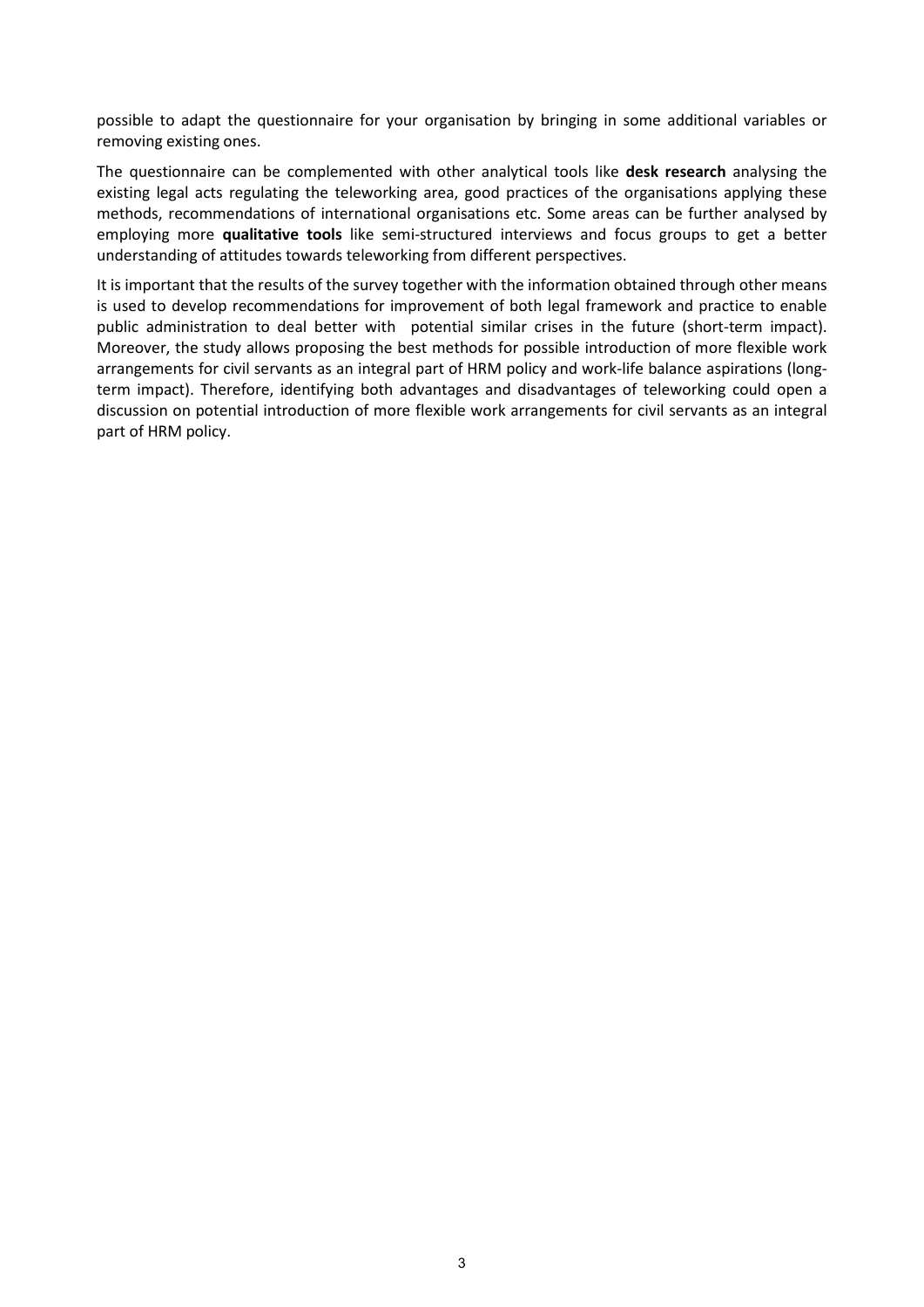possible to adapt the questionnaire for your organisation by bringing in some additional variables or removing existing ones.

The questionnaire can be complemented with other analytical tools like **desk research** analysing the existing legal acts regulating the teleworking area, good practices of the organisations applying these methods, recommendations of international organisations etc. Some areas can be further analysed by employing more **qualitative tools** like semi-structured interviews and focus groups to get a better understanding of attitudes towards teleworking from different perspectives.

It is important that the results of the survey together with the information obtained through other means is used to develop recommendations for improvement of both legal framework and practice to enable public administration to deal better with potential similar crises in the future (short-term impact). Moreover, the study allows proposing the best methods for possible introduction of more flexible work arrangements for civil servants as an integral part of HRM policy and work-life balance aspirations (long-term impact). Therefore, identifying both advantages and disadvantages of teleworking could open a discussion on potential introduction of more flexible work arrangements for civil servants as an integral part of HRM policy.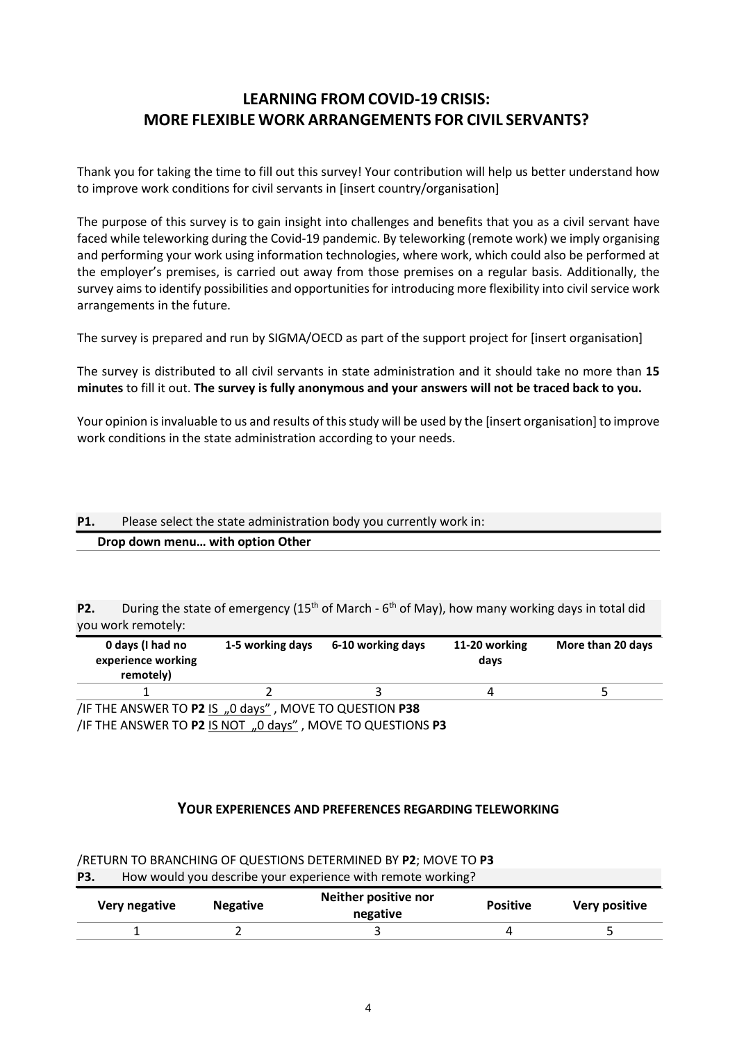# LEARNING FROM COVID-19 CRISIS: MORE FLEXIBLE WORK ARRANGEMENTS FOR CIVIL SERVANTS?

Thank you for taking the time to fill out this survey! Your contribution will help us better understand how to improve work conditions for civil servants in [insert country/organisation]

The purpose of this survey is to gain insight into challenges and benefits that you as a civil servant have faced while teleworking during the Covid-19 pandemic. By teleworking (remote work) we imply organising and performing your work using information technologies, where work, which could also be performed at the employer's premises, is carried out away from those premises on a regular basis. Additionally, the survey aims to identify possibilities and opportunities for introducing more flexibility into civil service work arrangements in the future.

The survey is prepared and run by SIGMA/OECD as part of the support project for [insert organisation]

The survey is distributed to all civil servants in state administration and it should take no more than **15 minutes** to fill it out. **The survey is fully anonymous and your answers will not be traced back to you.**

Your opinion is invaluable to us and results of this study will be used by the [insert organisation] to improve work conditions in the state administration according to your needs.

**P1.** Please select the state administration body you currently work in:

**Drop down menu… with option Other**

**P2.** During the state of emergency (15th of March - 6th of May), how many working days in total did you work remotely:

| 0 days (I had no experience working remotely) | 1-5 working days | 6-10 working days | 11-20 working days | More than 20 days |
|---|---|---|---|---|
| 1 | 2 | 3 | 4 | 5 |

/IF THE ANSWER TO **P2** IS „0 days" , MOVE TO QUESTION **P38**
/IF THE ANSWER TO **P2** IS NOT „0 days" , MOVE TO QUESTIONS **P3**

## YOUR EXPERIENCES AND PREFERENCES REGARDING TELEWORKING

/RETURN TO BRANCHING OF QUESTIONS DETERMINED BY **P2**; MOVE TO **P3**

**P3.** How would you describe your experience with remote working?

| Very negative | Negative | Neither positive nor negative | Positive | Very positive |
|---|---|---|---|---|
| 1 | 2 | 3 | 4 | 5 |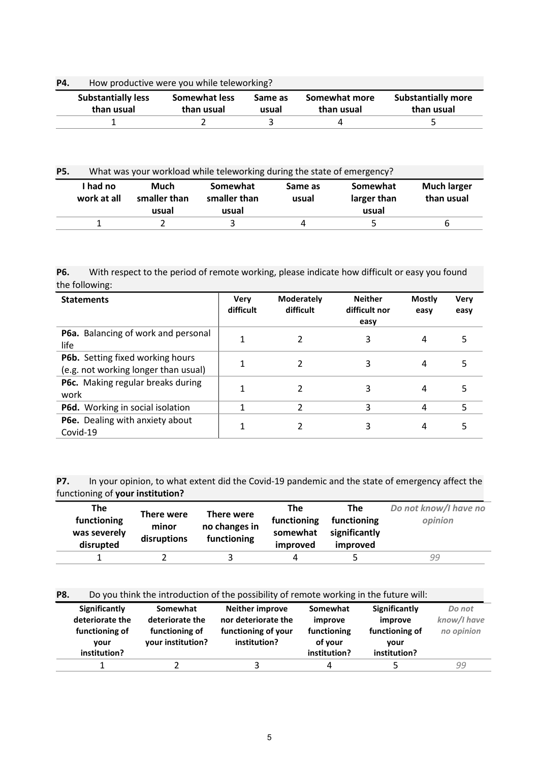**P4.** How productive were you while teleworking?

| Substantially less than usual | Somewhat less than usual | Same as usual | Somewhat more than usual | Substantially more than usual |
|---|---|---|---|---|
| 1 | 2 | 3 | 4 | 5 |

**P5.** What was your workload while teleworking during the state of emergency?

| I had no work at all | Much smaller than usual | Somewhat smaller than usual | Same as usual | Somewhat larger than usual | Much larger than usual |
|---|---|---|---|---|---|
| 1 | 2 | 3 | 4 | 5 | 6 |

**P6.** With respect to the period of remote working, please indicate how difficult or easy you found the following:

| Statements | Very difficult | Moderately difficult | Neither difficult nor easy | Mostly easy | Very easy |
|---|---|---|---|---|---|
| **P6a.** Balancing of work and personal life | 1 | 2 | 3 | 4 | 5 |
| **P6b.** Setting fixed working hours (e.g. not working longer than usual) | 1 | 2 | 3 | 4 | 5 |
| **P6c.** Making regular breaks during work | 1 | 2 | 3 | 4 | 5 |
| **P6d.** Working in social isolation | 1 | 2 | 3 | 4 | 5 |
| **P6e.** Dealing with anxiety about Covid-19 | 1 | 2 | 3 | 4 | 5 |

**P7.** In your opinion, to what extent did the Covid-19 pandemic and the state of emergency affect the functioning of **your institution?**

| The functioning was severely disrupted | There were minor disruptions | There were no changes in functioning | The functioning somewhat improved | The functioning significantly improved | *Do not know/I have no opinion* |
|---|---|---|---|---|---|
| 1 | 2 | 3 | 4 | 5 | *99* |

**P8.** Do you think the introduction of the possibility of remote working in the future will:

| Significantly deteriorate the functioning of your institution? | Somewhat deteriorate the functioning of your institution? | Neither improve nor deteriorate the functioning of your institution? | Somewhat improve functioning of your institution? | Significantly improve functioning of your institution? | *Do not know/I have no opinion* |
|---|---|---|---|---|---|
| 1 | 2 | 3 | 4 | 5 | *99* |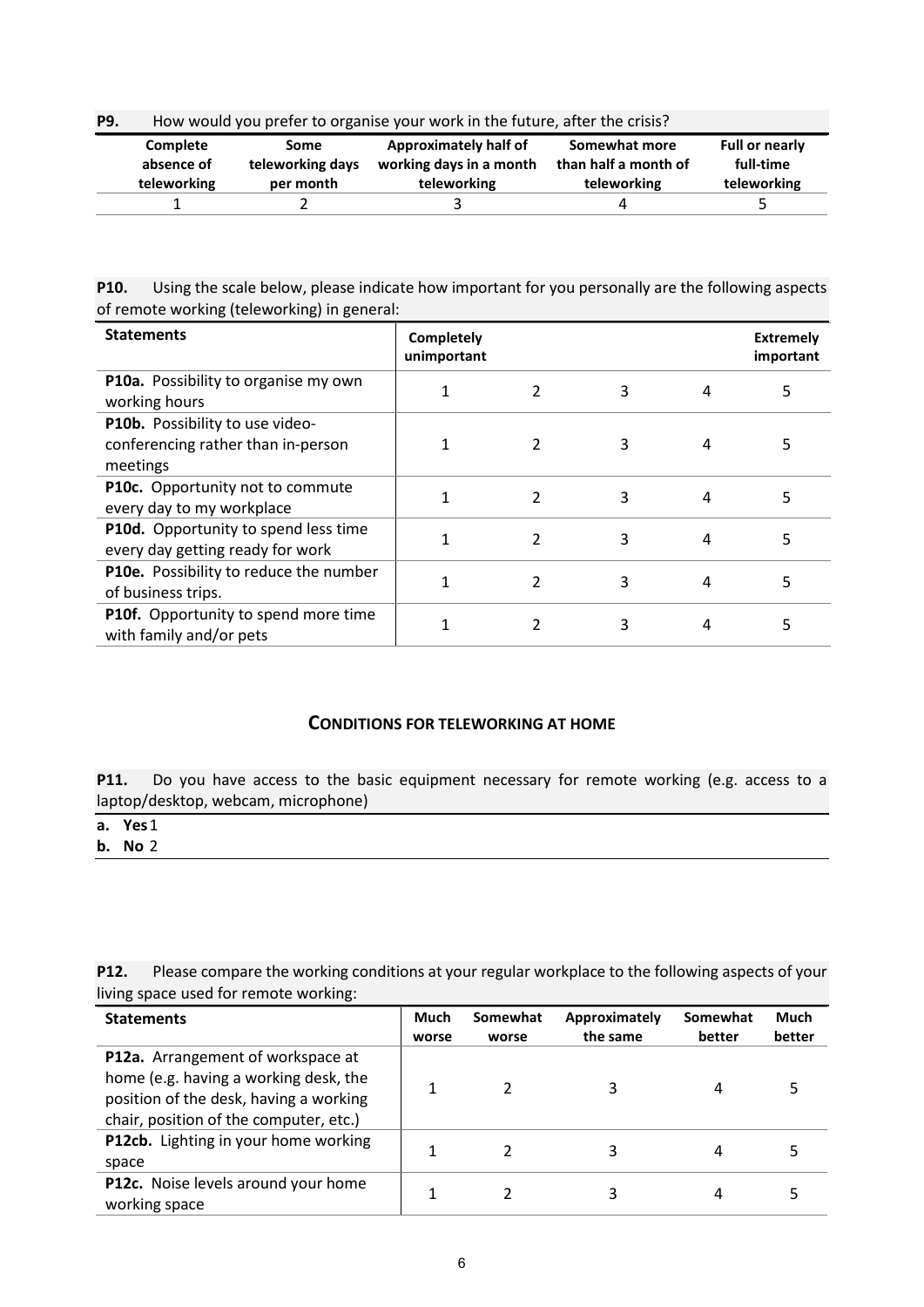**P9.** How would you prefer to organise your work in the future, after the crisis?

| Complete absence of teleworking | Some teleworking days per month | Approximately half of working days in a month teleworking | Somewhat more than half a month of teleworking | Full or nearly full-time teleworking |
|---|---|---|---|---|
| 1 | 2 | 3 | 4 | 5 |

**P10.** Using the scale below, please indicate how important for you personally are the following aspects of remote working (teleworking) in general:

| Statements | Completely unimportant | | | | Extremely important |
|---|---|---|---|---|---|
| **P10a.** Possibility to organise my own working hours | 1 | 2 | 3 | 4 | 5 |
| **P10b.** Possibility to use video-conferencing rather than in-person meetings | 1 | 2 | 3 | 4 | 5 |
| **P10c.** Opportunity not to commute every day to my workplace | 1 | 2 | 3 | 4 | 5 |
| **P10d.** Opportunity to spend less time every day getting ready for work | 1 | 2 | 3 | 4 | 5 |
| **P10e.** Possibility to reduce the number of business trips. | 1 | 2 | 3 | 4 | 5 |
| **P10f.** Opportunity to spend more time with family and/or pets | 1 | 2 | 3 | 4 | 5 |

## CONDITIONS FOR TELEWORKING AT HOME

**P11.** Do you have access to the basic equipment necessary for remote working (e.g. access to a laptop/desktop, webcam, microphone)

**a. Yes** 1
**b. No** 2

**P12.** Please compare the working conditions at your regular workplace to the following aspects of your living space used for remote working:

| Statements | Much worse | Somewhat worse | Approximately the same | Somewhat better | Much better |
|---|---|---|---|---|---|
| **P12a.** Arrangement of workspace at home (e.g. having a working desk, the position of the desk, having a working chair, position of the computer, etc.) | 1 | 2 | 3 | 4 | 5 |
| **P12cb.** Lighting in your home working space | 1 | 2 | 3 | 4 | 5 |
| **P12c.** Noise levels around your home working space | 1 | 2 | 3 | 4 | 5 |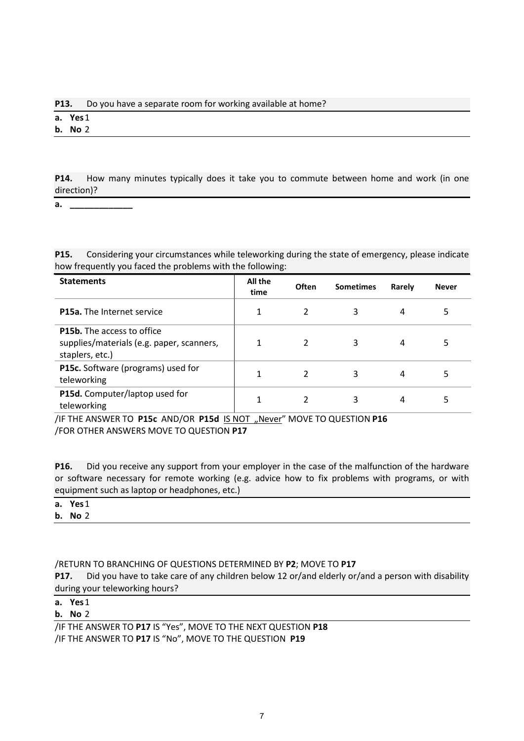**P13.** Do you have a separate room for working available at home?

**a. Yes** 1

**b. No** 2

**P14.** How many minutes typically does it take you to commute between home and work (in one direction)?

**a.** _____________

**P15.** Considering your circumstances while teleworking during the state of emergency, please indicate how frequently you faced the problems with the following:

| Statements | All the time | Often | Sometimes | Rarely | Never |
|---|---|---|---|---|---|
| **P15a.** The Internet service | 1 | 2 | 3 | 4 | 5 |
| **P15b.** The access to office supplies/materials (e.g. paper, scanners, staplers, etc.) | 1 | 2 | 3 | 4 | 5 |
| **P15c.** Software (programs) used for teleworking | 1 | 2 | 3 | 4 | 5 |
| **P15d.** Computer/laptop used for teleworking | 1 | 2 | 3 | 4 | 5 |

/IF THE ANSWER TO **P15c** AND/OR **P15d** IS NOT „Never" MOVE TO QUESTION **P16**
/FOR OTHER ANSWERS MOVE TO QUESTION **P17**

**P16.** Did you receive any support from your employer in the case of the malfunction of the hardware or software necessary for remote working (e.g. advice how to fix problems with programs, or with equipment such as laptop or headphones, etc.)

**a. Yes** 1

**b. No** 2

/RETURN TO BRANCHING OF QUESTIONS DETERMINED BY **P2**; MOVE TO **P17**

**P17.** Did you have to take care of any children below 12 or/and elderly or/and a person with disability during your teleworking hours?

**a. Yes** 1

**b. No** 2

/IF THE ANSWER TO **P17** IS "Yes", MOVE TO THE NEXT QUESTION **P18**
/IF THE ANSWER TO **P17** IS "No", MOVE TO THE QUESTION **P19**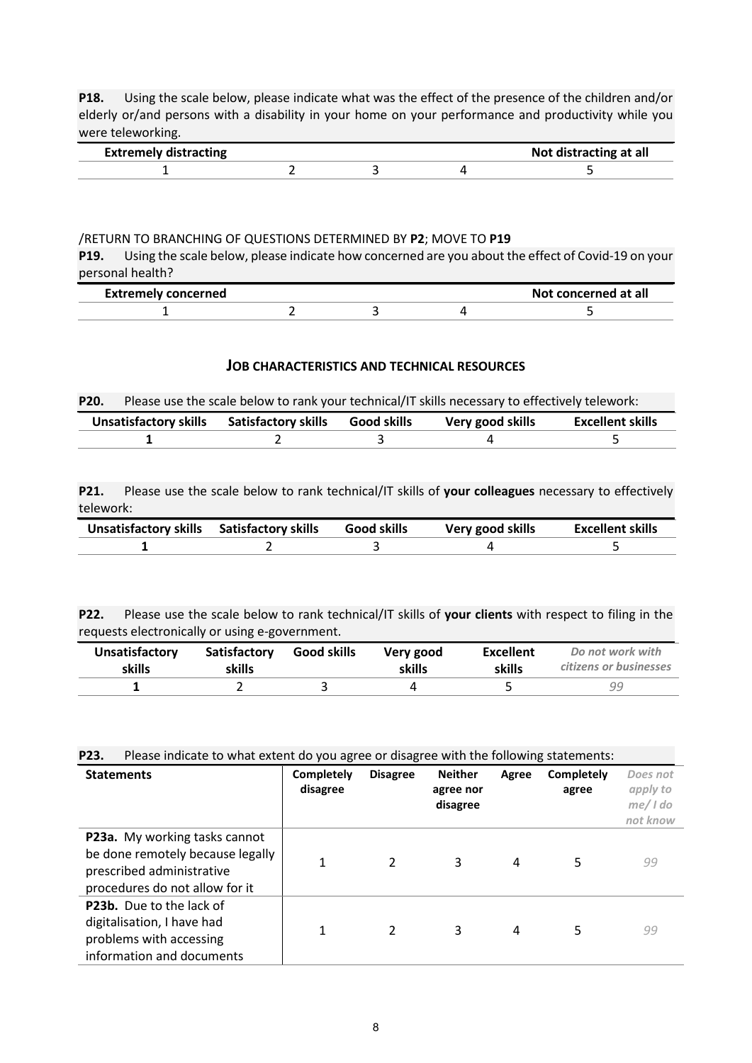**P18.** Using the scale below, please indicate what was the effect of the presence of the children and/or elderly or/and persons with a disability in your home on your performance and productivity while you were teleworking.

| Extremely distracting | | | | Not distracting at all |
|---|---|---|---|---|
| 1 | 2 | 3 | 4 | 5 |

/RETURN TO BRANCHING OF QUESTIONS DETERMINED BY **P2**; MOVE TO **P19**

**P19.** Using the scale below, please indicate how concerned are you about the effect of Covid-19 on your personal health?

| Extremely concerned | | | | Not concerned at all |
|---|---|---|---|---|
| 1 | 2 | 3 | 4 | 5 |

## JOB CHARACTERISTICS AND TECHNICAL RESOURCES

**P20.** Please use the scale below to rank your technical/IT skills necessary to effectively telework:

| Unsatisfactory skills | Satisfactory skills | Good skills | Very good skills | Excellent skills |
|---|---|---|---|---|
| **1** | 2 | 3 | 4 | 5 |

**P21.** Please use the scale below to rank technical/IT skills of **your colleagues** necessary to effectively telework:

| Unsatisfactory skills | Satisfactory skills | Good skills | Very good skills | Excellent skills |
|---|---|---|---|---|
| **1** | 2 | 3 | 4 | 5 |

**P22.** Please use the scale below to rank technical/IT skills of **your clients** with respect to filing in the requests electronically or using e-government.

| Unsatisfactory skills | Satisfactory skills | Good skills | Very good skills | Excellent skills | *Do not work with citizens or businesses* |
|---|---|---|---|---|---|
| **1** | 2 | 3 | 4 | 5 | *99* |

**P23.** Please indicate to what extent do you agree or disagree with the following statements:

| Statements | Completely disagree | Disagree | Neither agree nor disagree | Agree | Completely agree | *Does not apply to me/ I do not know* |
|---|---|---|---|---|---|---|
| **P23a.** My working tasks cannot be done remotely because legally prescribed administrative procedures do not allow for it | 1 | 2 | 3 | 4 | 5 | *99* |
| **P23b.** Due to the lack of digitalisation, I have had problems with accessing information and documents | 1 | 2 | 3 | 4 | 5 | *99* |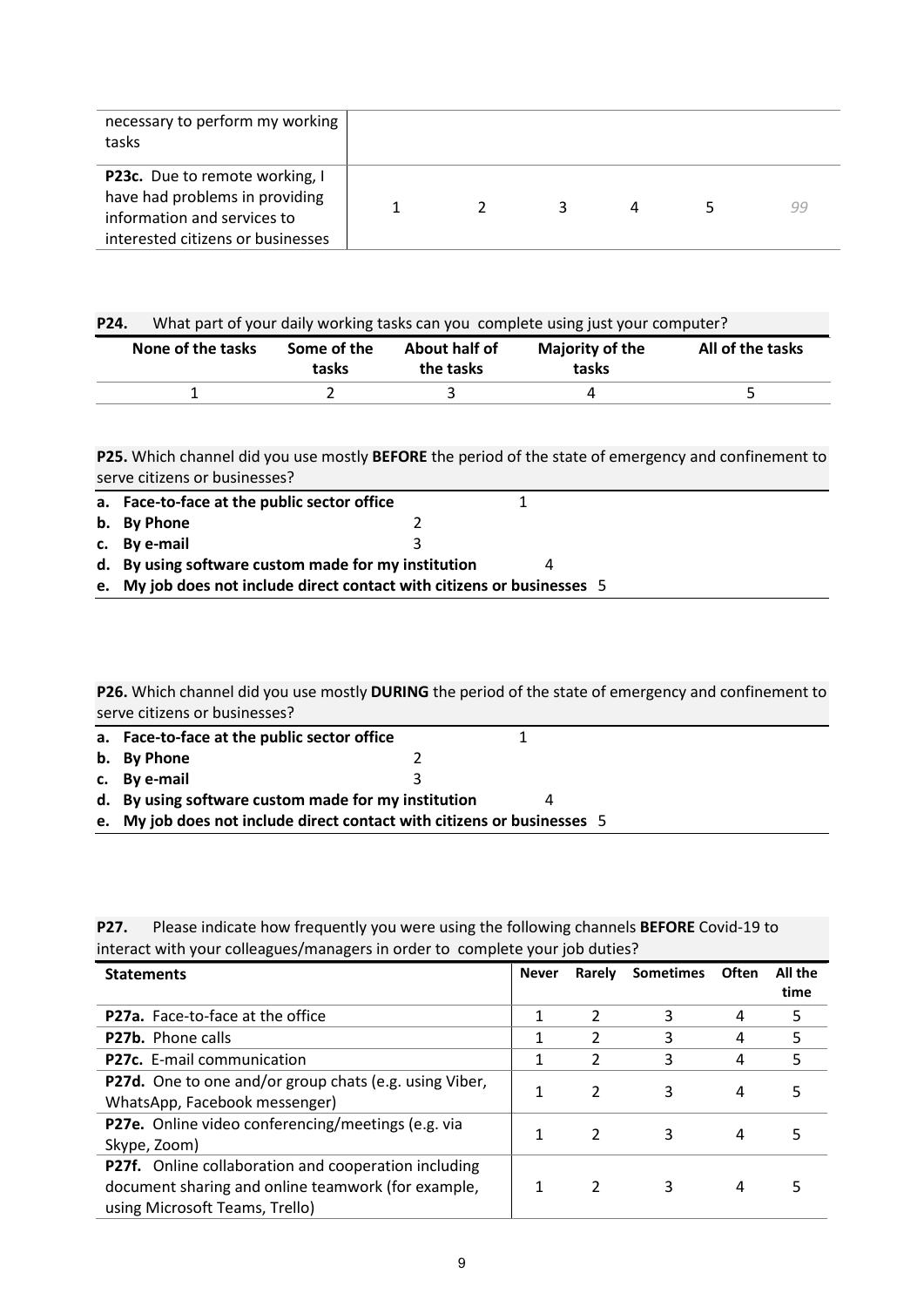| | | | | | | |
|---|---|---|---|---|---|---|
| necessary to perform my working tasks | | | | | | |
| **P23c.** Due to remote working, I have had problems in providing information and services to interested citizens or businesses | 1 | 2 | 3 | 4 | 5 | *99* |

**P24.** What part of your daily working tasks can you complete using just your computer?

| None of the tasks | Some of the tasks | About half of the tasks | Majority of the tasks | All of the tasks |
|---|---|---|---|---|
| 1 | 2 | 3 | 4 | 5 |

**P25.** Which channel did you use mostly **BEFORE** the period of the state of emergency and confinement to serve citizens or businesses?

- **a. Face-to-face at the public sector office** 1
- **b. By Phone** 2
- **c. By e-mail** 3
- **d. By using software custom made for my institution** 4
- **e. My job does not include direct contact with citizens or businesses** 5

**P26.** Which channel did you use mostly **DURING** the period of the state of emergency and confinement to serve citizens or businesses?

- **a. Face-to-face at the public sector office** 1
- **b. By Phone** 2
- **c. By e-mail** 3
- **d. By using software custom made for my institution** 4
- **e. My job does not include direct contact with citizens or businesses** 5

**P27.** Please indicate how frequently you were using the following channels **BEFORE** Covid-19 to interact with your colleagues/managers in order to complete your job duties?

| **Statements** | **Never** | **Rarely** | **Sometimes** | **Often** | **All the time** |
|---|---|---|---|---|---|
| **P27a.** Face-to-face at the office | 1 | 2 | 3 | 4 | 5 |
| **P27b.** Phone calls | 1 | 2 | 3 | 4 | 5 |
| **P27c.** E-mail communication | 1 | 2 | 3 | 4 | 5 |
| **P27d.** One to one and/or group chats (e.g. using Viber, WhatsApp, Facebook messenger) | 1 | 2 | 3 | 4 | 5 |
| **P27e.** Online video conferencing/meetings (e.g. via Skype, Zoom) | 1 | 2 | 3 | 4 | 5 |
| **P27f.** Online collaboration and cooperation including document sharing and online teamwork (for example, using Microsoft Teams, Trello) | 1 | 2 | 3 | 4 | 5 |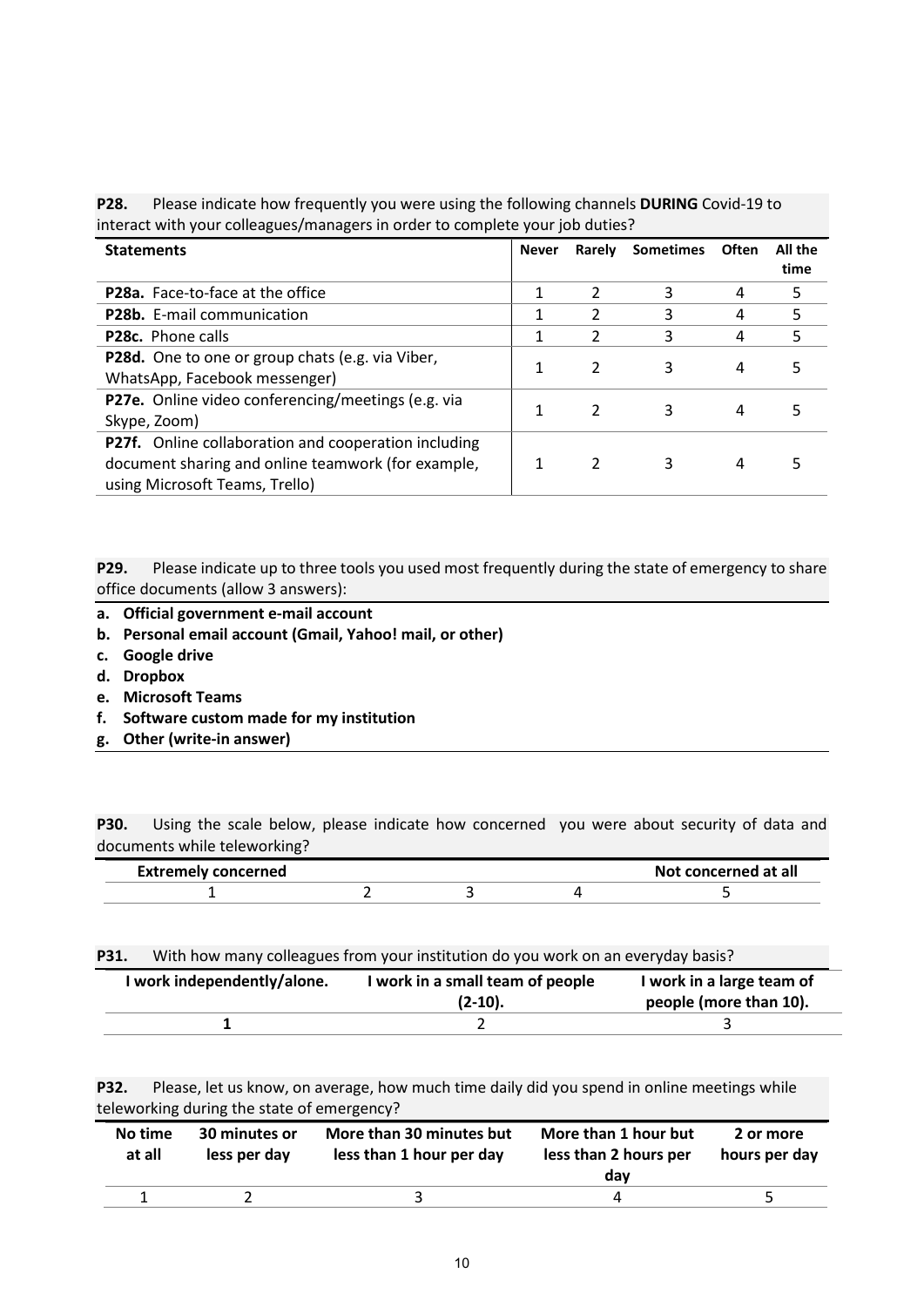**P28.** Please indicate how frequently you were using the following channels **DURING** Covid-19 to interact with your colleagues/managers in order to complete your job duties?

| Statements | Never | Rarely | Sometimes | Often | All the time |
|---|---|---|---|---|---|
| **P28a.** Face-to-face at the office | 1 | 2 | 3 | 4 | 5 |
| **P28b.** E-mail communication | 1 | 2 | 3 | 4 | 5 |
| **P28c.** Phone calls | 1 | 2 | 3 | 4 | 5 |
| **P28d.** One to one or group chats (e.g. via Viber, WhatsApp, Facebook messenger) | 1 | 2 | 3 | 4 | 5 |
| **P27e.** Online video conferencing/meetings (e.g. via Skype, Zoom) | 1 | 2 | 3 | 4 | 5 |
| **P27f.** Online collaboration and cooperation including document sharing and online teamwork (for example, using Microsoft Teams, Trello) | 1 | 2 | 3 | 4 | 5 |

**P29.** Please indicate up to three tools you used most frequently during the state of emergency to share office documents (allow 3 answers):

a. **Official government e-mail account**
b. **Personal email account (Gmail, Yahoo! mail, or other)**
c. **Google drive**
d. **Dropbox**
e. **Microsoft Teams**
f. **Software custom made for my institution**
g. **Other (write-in answer)**

**P30.** Using the scale below, please indicate how concerned you were about security of data and documents while teleworking?

| Extremely concerned | | | | Not concerned at all |
|---|---|---|---|---|
| 1 | 2 | 3 | 4 | 5 |

**P31.** With how many colleagues from your institution do you work on an everyday basis?

| I work independently/alone. | I work in a small team of people (2-10). | I work in a large team of people (more than 10). |
|---|---|---|
| **1** | 2 | 3 |

**P32.** Please, let us know, on average, how much time daily did you spend in online meetings while teleworking during the state of emergency?

| No time at all | 30 minutes or less per day | More than 30 minutes but less than 1 hour per day | More than 1 hour but less than 2 hours per day | 2 or more hours per day |
|---|---|---|---|---|
| 1 | 2 | 3 | 4 | 5 |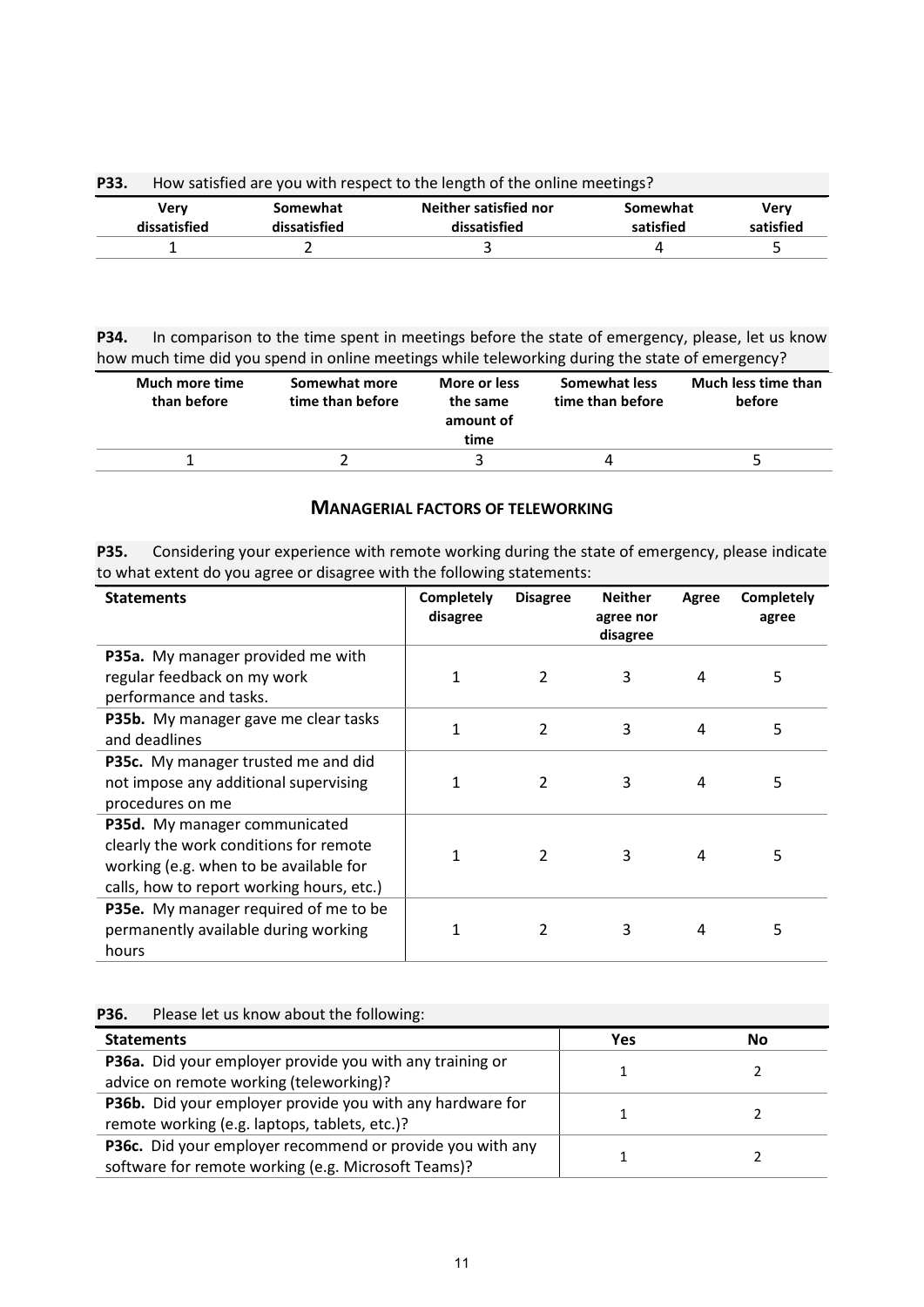**P33.** How satisfied are you with respect to the length of the online meetings?

| Very dissatisfied | Somewhat dissatisfied | Neither satisfied nor dissatisfied | Somewhat satisfied | Very satisfied |
|---|---|---|---|---|
| 1 | 2 | 3 | 4 | 5 |

**P34.** In comparison to the time spent in meetings before the state of emergency, please, let us know how much time did you spend in online meetings while teleworking during the state of emergency?

| Much more time than before | Somewhat more time than before | More or less the same amount of time | Somewhat less time than before | Much less time than before |
|---|---|---|---|---|
| 1 | 2 | 3 | 4 | 5 |

## MANAGERIAL FACTORS OF TELEWORKING

**P35.** Considering your experience with remote working during the state of emergency, please indicate to what extent do you agree or disagree with the following statements:

| Statements | Completely disagree | Disagree | Neither agree nor disagree | Agree | Completely agree |
|---|---|---|---|---|---|
| **P35a.** My manager provided me with regular feedback on my work performance and tasks. | 1 | 2 | 3 | 4 | 5 |
| **P35b.** My manager gave me clear tasks and deadlines | 1 | 2 | 3 | 4 | 5 |
| **P35c.** My manager trusted me and did not impose any additional supervising procedures on me | 1 | 2 | 3 | 4 | 5 |
| **P35d.** My manager communicated clearly the work conditions for remote working (e.g. when to be available for calls, how to report working hours, etc.) | 1 | 2 | 3 | 4 | 5 |
| **P35e.** My manager required of me to be permanently available during working hours | 1 | 2 | 3 | 4 | 5 |

**P36.** Please let us know about the following:

| Statements | Yes | No |
|---|---|---|
| **P36a.** Did your employer provide you with any training or advice on remote working (teleworking)? | 1 | 2 |
| **P36b.** Did your employer provide you with any hardware for remote working (e.g. laptops, tablets, etc.)? | 1 | 2 |
| **P36c.** Did your employer recommend or provide you with any software for remote working (e.g. Microsoft Teams)? | 1 | 2 |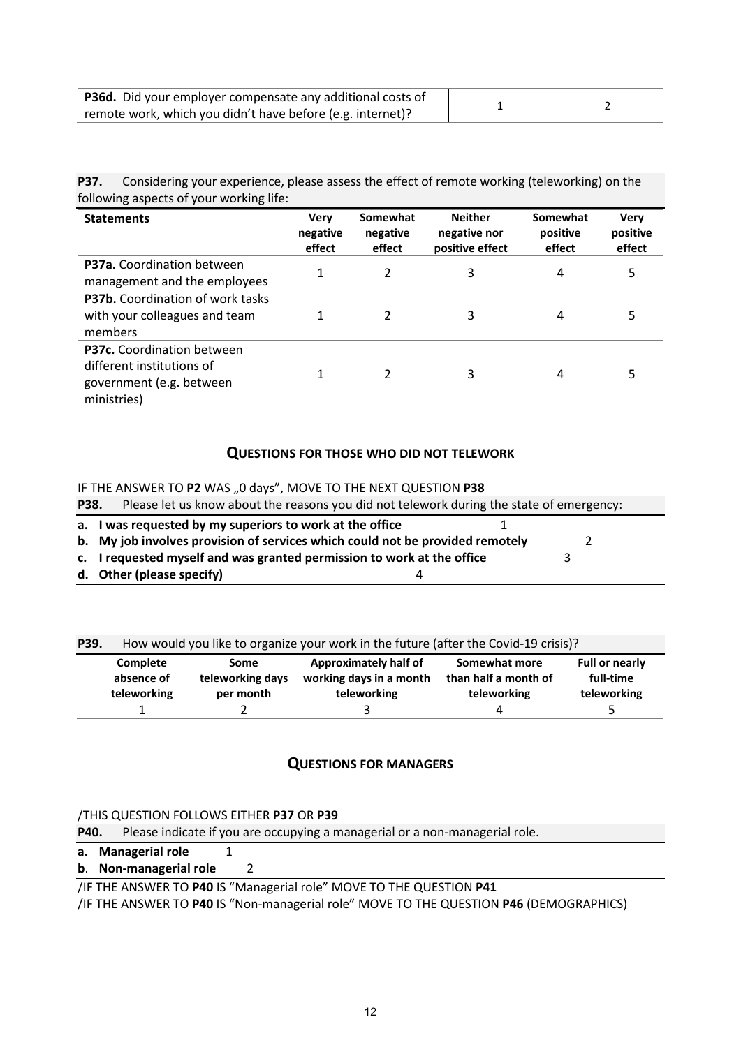| P36d. Did your employer compensate any additional costs of remote work, which you didn't have before (e.g. internet)? | 1 | 2 |
|---|---|---|

**P37.** Considering your experience, please assess the effect of remote working (teleworking) on the following aspects of your working life:

| Statements | Very negative effect | Somewhat negative effect | Neither negative nor positive effect | Somewhat positive effect | Very positive effect |
|---|---|---|---|---|---|
| **P37a.** Coordination between management and the employees | 1 | 2 | 3 | 4 | 5 |
| **P37b.** Coordination of work tasks with your colleagues and team members | 1 | 2 | 3 | 4 | 5 |
| **P37c.** Coordination between different institutions of government (e.g. between ministries) | 1 | 2 | 3 | 4 | 5 |

## QUESTIONS FOR THOSE WHO DID NOT TELEWORK

IF THE ANSWER TO **P2** WAS „0 days", MOVE TO THE NEXT QUESTION **P38**

**P38.** Please let us know about the reasons you did not telework during the state of emergency:

- **a. I was requested by my superiors to work at the office** 1
- **b. My job involves provision of services which could not be provided remotely** 2
- **c. I requested myself and was granted permission to work at the office** 3
- **d. Other (please specify)** 4

**P39.** How would you like to organize your work in the future (after the Covid-19 crisis)?

| Complete absence of teleworking | Some teleworking days per month | Approximately half of working days in a month teleworking | Somewhat more than half a month of teleworking | Full or nearly full-time teleworking |
|---|---|---|---|---|
| 1 | 2 | 3 | 4 | 5 |

## QUESTIONS FOR MANAGERS

/THIS QUESTION FOLLOWS EITHER **P37** OR **P39**

**P40.** Please indicate if you are occupying a managerial or a non-managerial role.

- **a. Managerial role** 1
- **b. Non-managerial role** 2

/IF THE ANSWER TO **P40** IS "Managerial role" MOVE TO THE QUESTION **P41**

/IF THE ANSWER TO **P40** IS "Non-managerial role" MOVE TO THE QUESTION **P46** (DEMOGRAPHICS)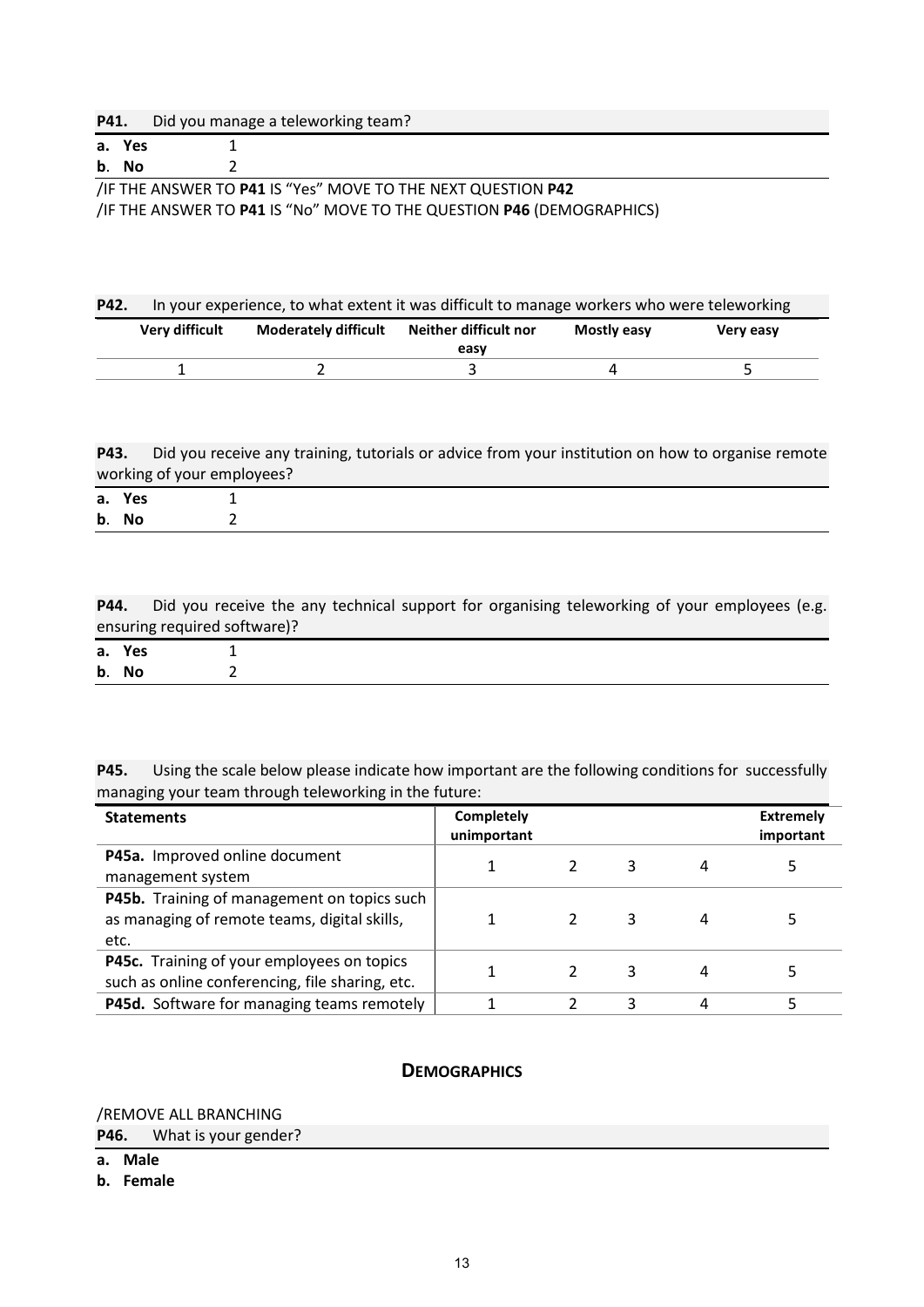**P41.** Did you manage a teleworking team?

| | |
|---|---|
| **a. Yes** | 1 |
| **b. No** | 2 |

/IF THE ANSWER TO **P41** IS "Yes" MOVE TO THE NEXT QUESTION **P42**
/IF THE ANSWER TO **P41** IS "No" MOVE TO THE QUESTION **P46** (DEMOGRAPHICS)

**P42.** In your experience, to what extent it was difficult to manage workers who were teleworking

| Very difficult | Moderately difficult | Neither difficult nor easy | Mostly easy | Very easy |
|---|---|---|---|---|
| 1 | 2 | 3 | 4 | 5 |

**P43.** Did you receive any training, tutorials or advice from your institution on how to organise remote working of your employees?

| | |
|---|---|
| **a. Yes** | 1 |
| **b. No** | 2 |

**P44.** Did you receive the any technical support for organising teleworking of your employees (e.g. ensuring required software)?

| | |
|---|---|
| **a. Yes** | 1 |
| **b. No** | 2 |

**P45.** Using the scale below please indicate how important are the following conditions for successfully managing your team through teleworking in the future:

| Statements | Completely unimportant | | | | Extremely important |
|---|---|---|---|---|---|
| **P45a.** Improved online document management system | 1 | 2 | 3 | 4 | 5 |
| **P45b.** Training of management on topics such as managing of remote teams, digital skills, etc. | 1 | 2 | 3 | 4 | 5 |
| **P45c.** Training of your employees on topics such as online conferencing, file sharing, etc. | 1 | 2 | 3 | 4 | 5 |
| **P45d.** Software for managing teams remotely | 1 | 2 | 3 | 4 | 5 |

## DEMOGRAPHICS

/REMOVE ALL BRANCHING

**P46.** What is your gender?

**a. Male**
**b. Female**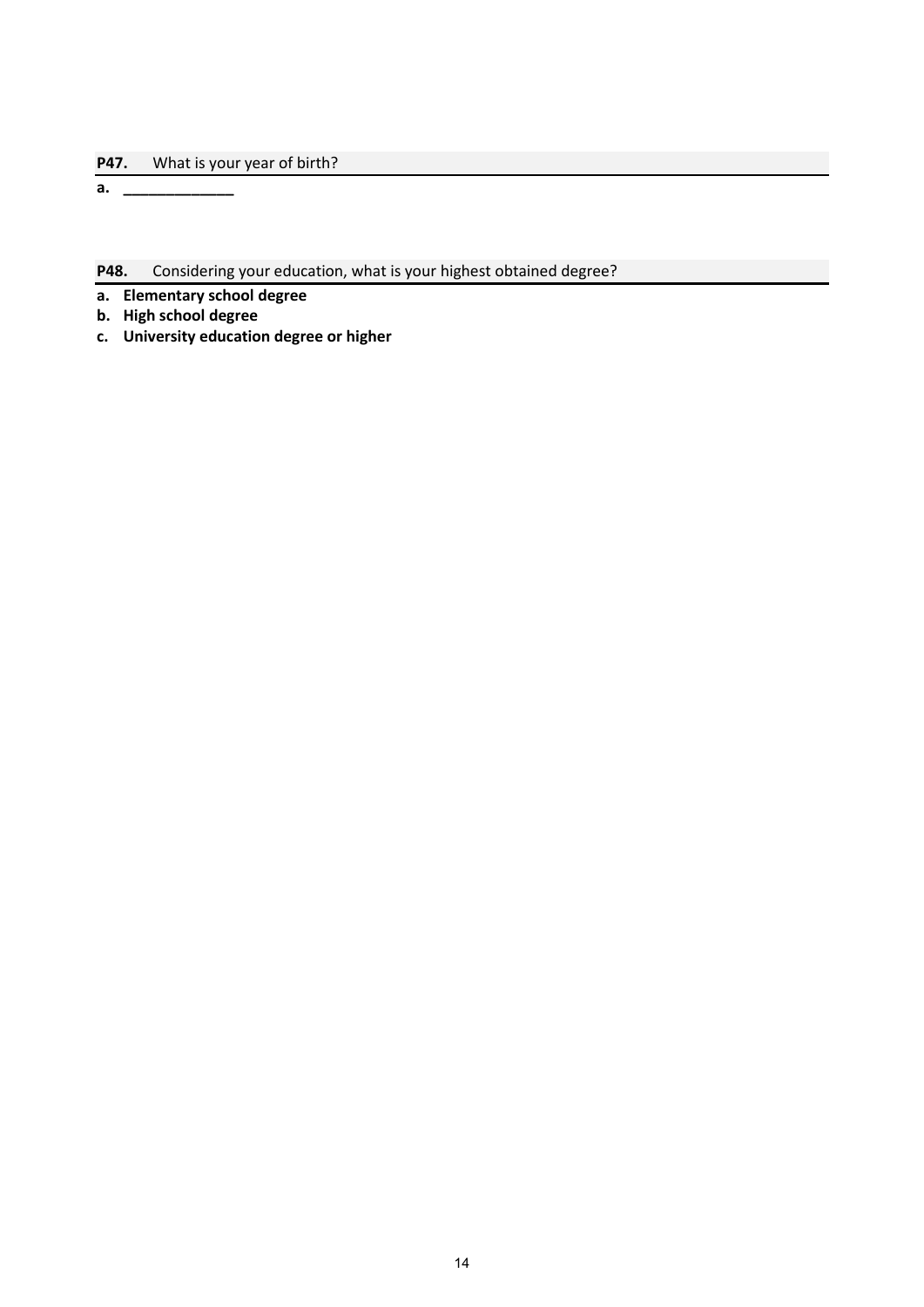**P47.** What is your year of birth?

**a. \_\_\_\_\_\_\_\_\_\_\_\_\_\_**

**P48.** Considering your education, what is your highest obtained degree?

**a. Elementary school degree**
**b. High school degree**
**c. University education degree or higher**